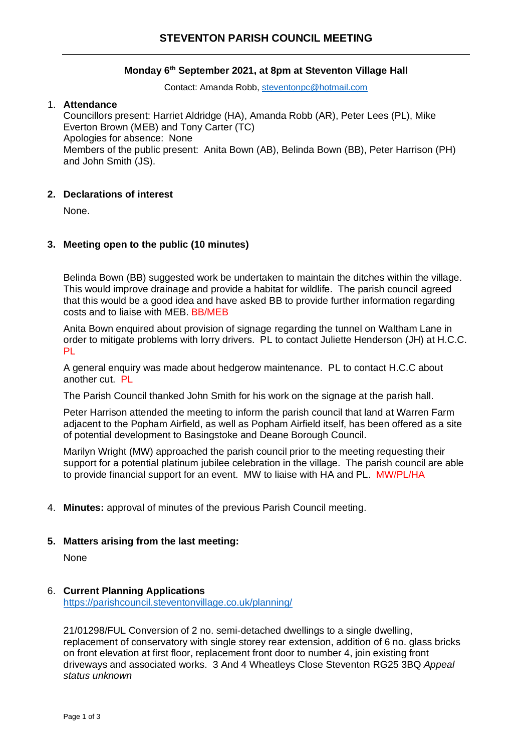# STEVENTON PARISH COUNCIL MEETING

**Monday 6th September 2021, at 8pm at Steventon Village Hall**

Contact: Amanda Robb, steventonpc@hotmail.com

1. **Attendance**

   Councillors present: Harriet Aldridge (HA), Amanda Robb (AR), Peter Lees (PL), Mike Everton Brown (MEB) and Tony Carter (TC)
   Apologies for absence: None
   Members of the public present: Anita Bown (AB), Belinda Bown (BB), Peter Harrison (PH) and John Smith (JS).

2. **Declarations of interest**

   None.

3. **Meeting open to the public (10 minutes)**

   Belinda Bown (BB) suggested work be undertaken to maintain the ditches within the village. This would improve drainage and provide a habitat for wildlife. The parish council agreed that this would be a good idea and have asked BB to provide further information regarding costs and to liaise with MEB. BB/MEB

   Anita Bown enquired about provision of signage regarding the tunnel on Waltham Lane in order to mitigate problems with lorry drivers. PL to contact Juliette Henderson (JH) at H.C.C. PL

   A general enquiry was made about hedgerow maintenance. PL to contact H.C.C about another cut. PL

   The Parish Council thanked John Smith for his work on the signage at the parish hall.

   Peter Harrison attended the meeting to inform the parish council that land at Warren Farm adjacent to the Popham Airfield, as well as Popham Airfield itself, has been offered as a site of potential development to Basingstoke and Deane Borough Council.

   Marilyn Wright (MW) approached the parish council prior to the meeting requesting their support for a potential platinum jubilee celebration in the village. The parish council are able to provide financial support for an event. MW to liaise with HA and PL. MW/PL/HA

4. **Minutes:** approval of minutes of the previous Parish Council meeting.

5. **Matters arising from the last meeting:**

   None

6. **Current Planning Applications**

   https://parishcouncil.steventonvillage.co.uk/planning/

   21/01298/FUL Conversion of 2 no. semi-detached dwellings to a single dwelling, replacement of conservatory with single storey rear extension, addition of 6 no. glass bricks on front elevation at first floor, replacement front door to number 4, join existing front driveways and associated works. 3 And 4 Wheatleys Close Steventon RG25 3BQ *Appeal status unknown*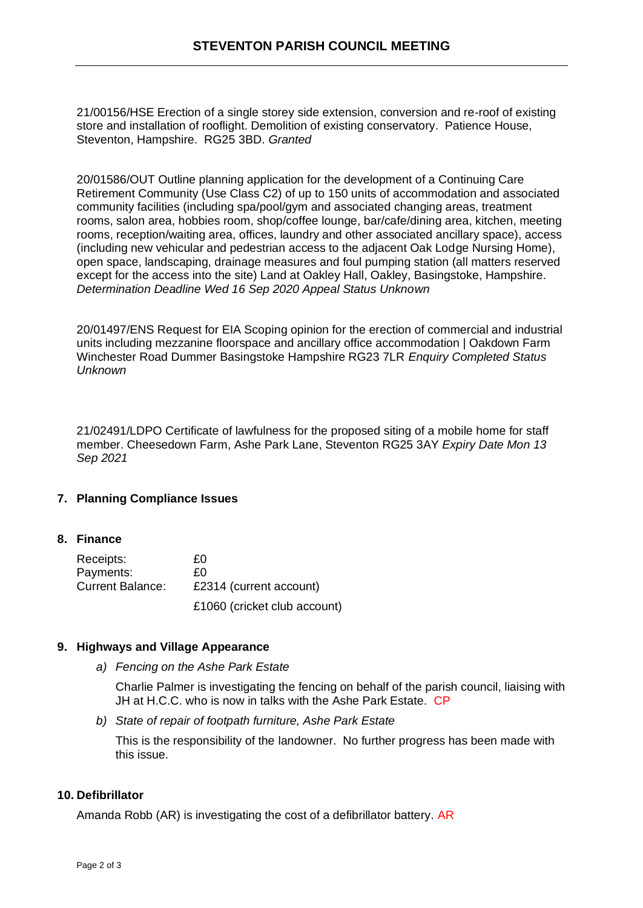21/00156/HSE Erection of a single storey side extension, conversion and re-roof of existing store and installation of rooflight. Demolition of existing conservatory. Patience House, Steventon, Hampshire. RG25 3BD. *Granted*

20/01586/OUT Outline planning application for the development of a Continuing Care Retirement Community (Use Class C2) of up to 150 units of accommodation and associated community facilities (including spa/pool/gym and associated changing areas, treatment rooms, salon area, hobbies room, shop/coffee lounge, bar/cafe/dining area, kitchen, meeting rooms, reception/waiting area, offices, laundry and other associated ancillary space), access (including new vehicular and pedestrian access to the adjacent Oak Lodge Nursing Home), open space, landscaping, drainage measures and foul pumping station (all matters reserved except for the access into the site) Land at Oakley Hall, Oakley, Basingstoke, Hampshire. *Determination Deadline Wed 16 Sep 2020 Appeal Status Unknown*

20/01497/ENS Request for EIA Scoping opinion for the erection of commercial and industrial units including mezzanine floorspace and ancillary office accommodation | Oakdown Farm Winchester Road Dummer Basingstoke Hampshire RG23 7LR *Enquiry Completed Status Unknown*

21/02491/LDPO Certificate of lawfulness for the proposed siting of a mobile home for staff member. Cheesedown Farm, Ashe Park Lane, Steventon RG25 3AY *Expiry Date Mon 13 Sep 2021*

## 7. Planning Compliance Issues

## 8. Finance

| | |
|---|---|
| Receipts: | £0 |
| Payments: | £0 |
| Current Balance: | £2314 (current account) |
| | £1060 (cricket club account) |

## 9. Highways and Village Appearance

a) *Fencing on the Ashe Park Estate*

Charlie Palmer is investigating the fencing on behalf of the parish council, liaising with JH at H.C.C. who is now in talks with the Ashe Park Estate. CP

b) *State of repair of footpath furniture, Ashe Park Estate*

This is the responsibility of the landowner. No further progress has been made with this issue.

## 10. Defibrillator

Amanda Robb (AR) is investigating the cost of a defibrillator battery. AR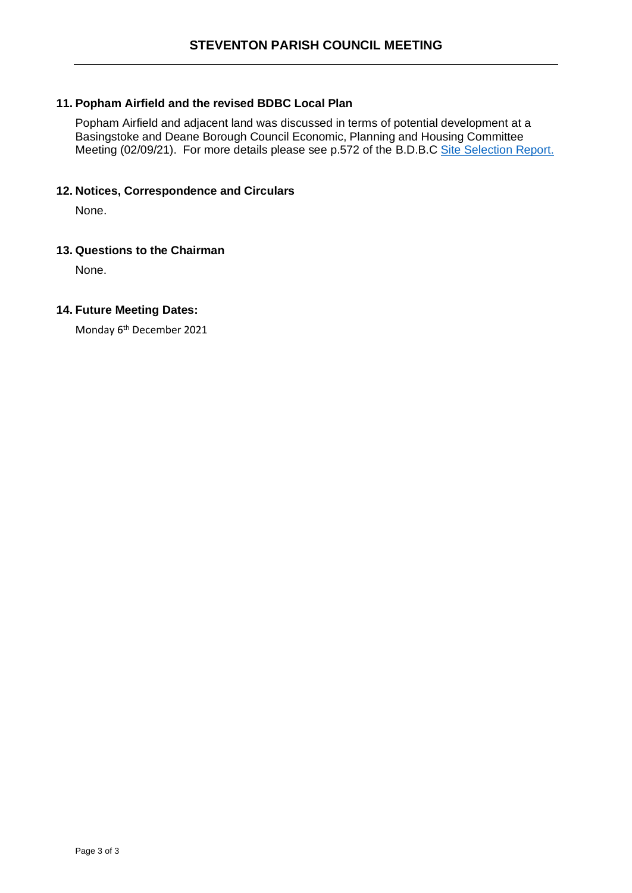### 11. Popham Airfield and the revised BDBC Local Plan

Popham Airfield and adjacent land was discussed in terms of potential development at a Basingstoke and Deane Borough Council Economic, Planning and Housing Committee Meeting (02/09/21). For more details please see p.572 of the B.D.B.C Site Selection Report.

### 12. Notices, Correspondence and Circulars

None.

### 13. Questions to the Chairman

None.

### 14. Future Meeting Dates:

Monday 6th December 2021